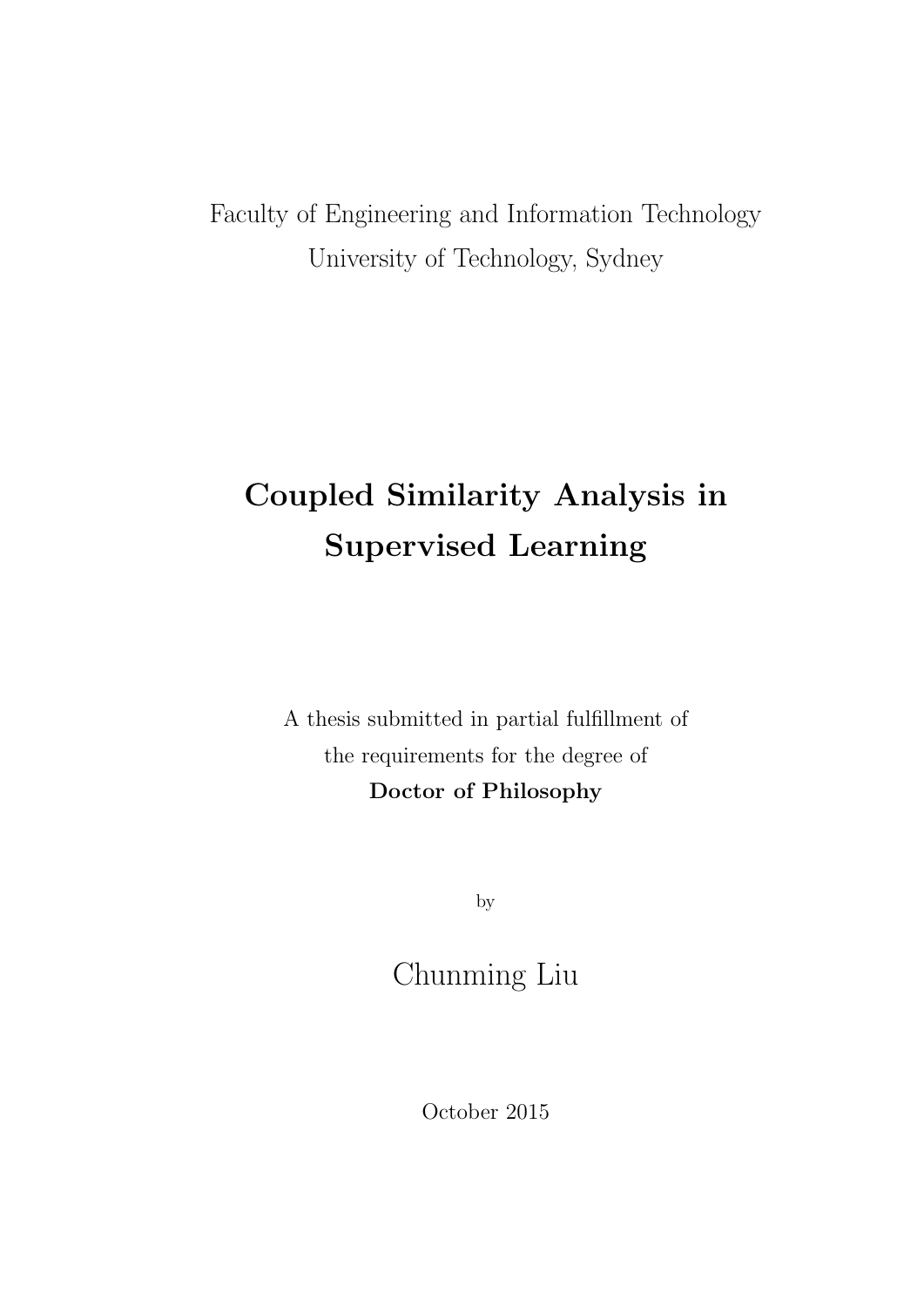Faculty of Engineering and Information Technology

University of Technology, Sydney

# Coupled Similarity Analysis in Supervised Learning

A thesis submitted in partial fulfillment of
the requirements for the degree of
**Doctor of Philosophy**

by

Chunming Liu

October 2015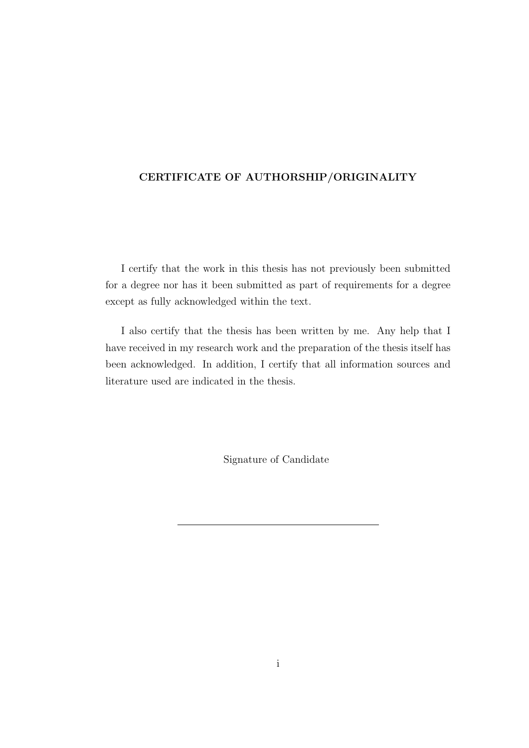**CERTIFICATE OF AUTHORSHIP/ORIGINALITY**

I certify that the work in this thesis has not previously been submitted for a degree nor has it been submitted as part of requirements for a degree except as fully acknowledged within the text.

I also certify that the thesis has been written by me. Any help that I have received in my research work and the preparation of the thesis itself has been acknowledged. In addition, I certify that all information sources and literature used are indicated in the thesis.

Signature of Candidate

\_\_\_\_\_\_\_\_\_\_\_\_\_\_\_\_\_\_\_\_\_\_\_\_\_\_\_\_\_\_\_\_\_\_\_\_\_\_\_\_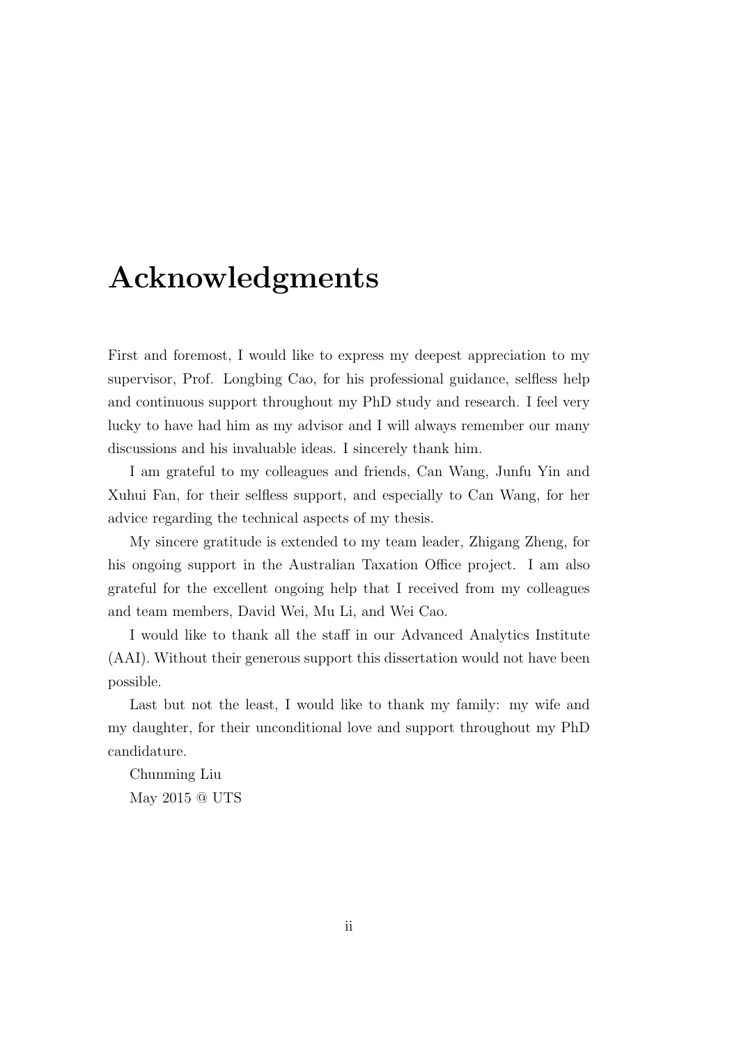# Acknowledgments

First and foremost, I would like to express my deepest appreciation to my supervisor, Prof. Longbing Cao, for his professional guidance, selfless help and continuous support throughout my PhD study and research. I feel very lucky to have had him as my advisor and I will always remember our many discussions and his invaluable ideas. I sincerely thank him.

I am grateful to my colleagues and friends, Can Wang, Junfu Yin and Xuhui Fan, for their selfless support, and especially to Can Wang, for her advice regarding the technical aspects of my thesis.

My sincere gratitude is extended to my team leader, Zhigang Zheng, for his ongoing support in the Australian Taxation Office project. I am also grateful for the excellent ongoing help that I received from my colleagues and team members, David Wei, Mu Li, and Wei Cao.

I would like to thank all the staff in our Advanced Analytics Institute (AAI). Without their generous support this dissertation would not have been possible.

Last but not the least, I would like to thank my family: my wife and my daughter, for their unconditional love and support throughout my PhD candidature.

Chunming Liu

May 2015 @ UTS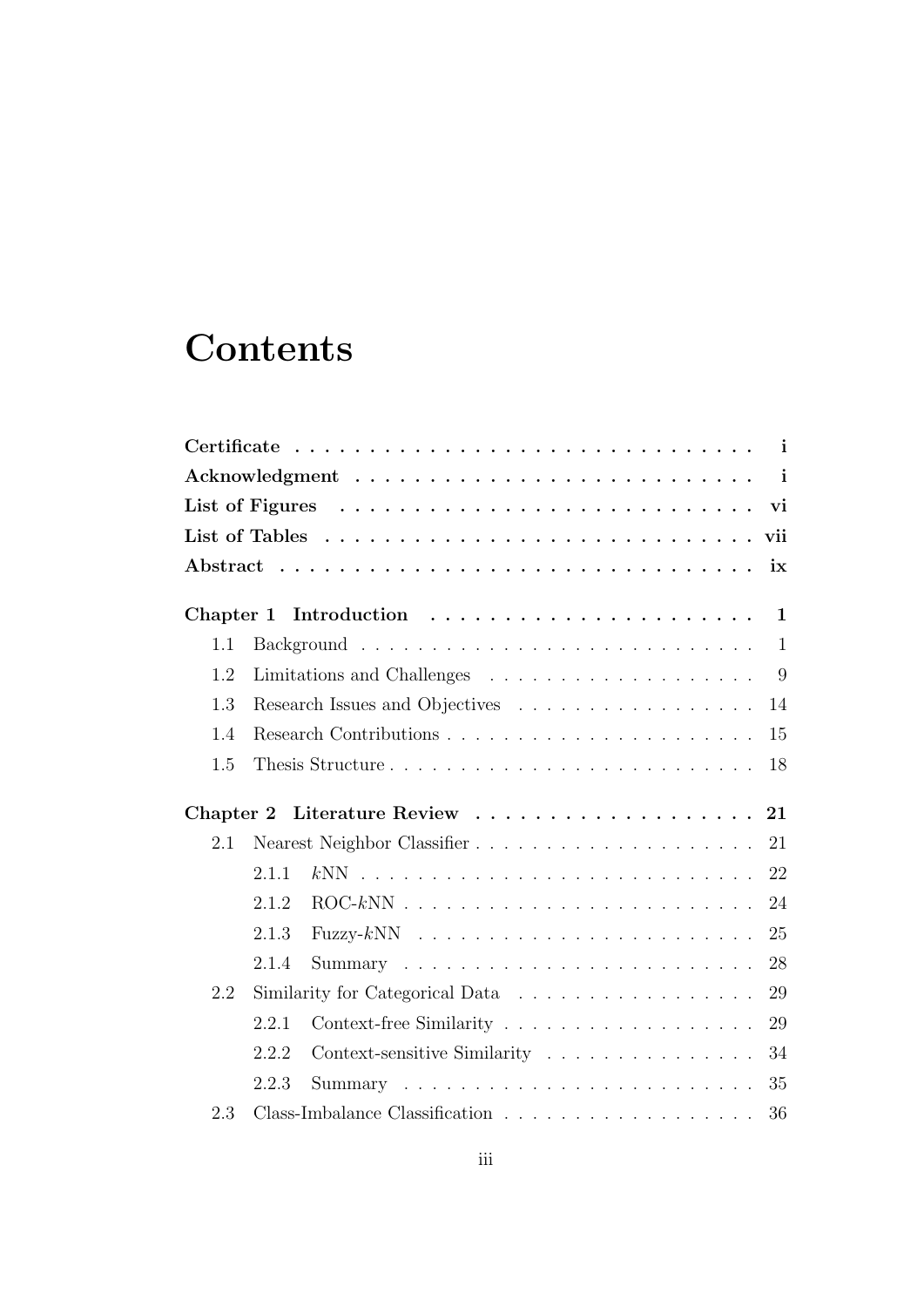# Contents

**Certificate** . . . . . . . . . . . . . . . . . . . . . . . . . . . . . . . . **i**

**Acknowledgment** . . . . . . . . . . . . . . . . . . . . . . . . . . . . **i**

**List of Figures** . . . . . . . . . . . . . . . . . . . . . . . . . . . . . **vi**

**List of Tables** . . . . . . . . . . . . . . . . . . . . . . . . . . . . . **vii**

**Abstract** . . . . . . . . . . . . . . . . . . . . . . . . . . . . . . . . **ix**

**Chapter 1 Introduction** . . . . . . . . . . . . . . . . . . . . . . **1**

- 1.1 Background . . . . . . . . . . . . . . . . . . . . . . . . . . . . 1
- 1.2 Limitations and Challenges . . . . . . . . . . . . . . . . . . . 9
- 1.3 Research Issues and Objectives . . . . . . . . . . . . . . . . . 14
- 1.4 Research Contributions . . . . . . . . . . . . . . . . . . . . . . 15
- 1.5 Thesis Structure . . . . . . . . . . . . . . . . . . . . . . . . . . 18

**Chapter 2 Literature Review** . . . . . . . . . . . . . . . . . . . **21**

- 2.1 Nearest Neighbor Classifier . . . . . . . . . . . . . . . . . . . 21
  - 2.1.1 $k$NN . . . . . . . . . . . . . . . . . . . . . . . . . . . . 22
  - 2.1.2 ROC-$k$NN . . . . . . . . . . . . . . . . . . . . . . . . . 24
  - 2.1.3 Fuzzy-$k$NN . . . . . . . . . . . . . . . . . . . . . . . . 25
  - 2.1.4 Summary . . . . . . . . . . . . . . . . . . . . . . . . . . 28
- 2.2 Similarity for Categorical Data . . . . . . . . . . . . . . . . . 29
  - 2.2.1 Context-free Similarity . . . . . . . . . . . . . . . . . . 29
  - 2.2.2 Context-sensitive Similarity . . . . . . . . . . . . . . . 34
  - 2.2.3 Summary . . . . . . . . . . . . . . . . . . . . . . . . . . 35
- 2.3 Class-Imbalance Classification . . . . . . . . . . . . . . . . . . 36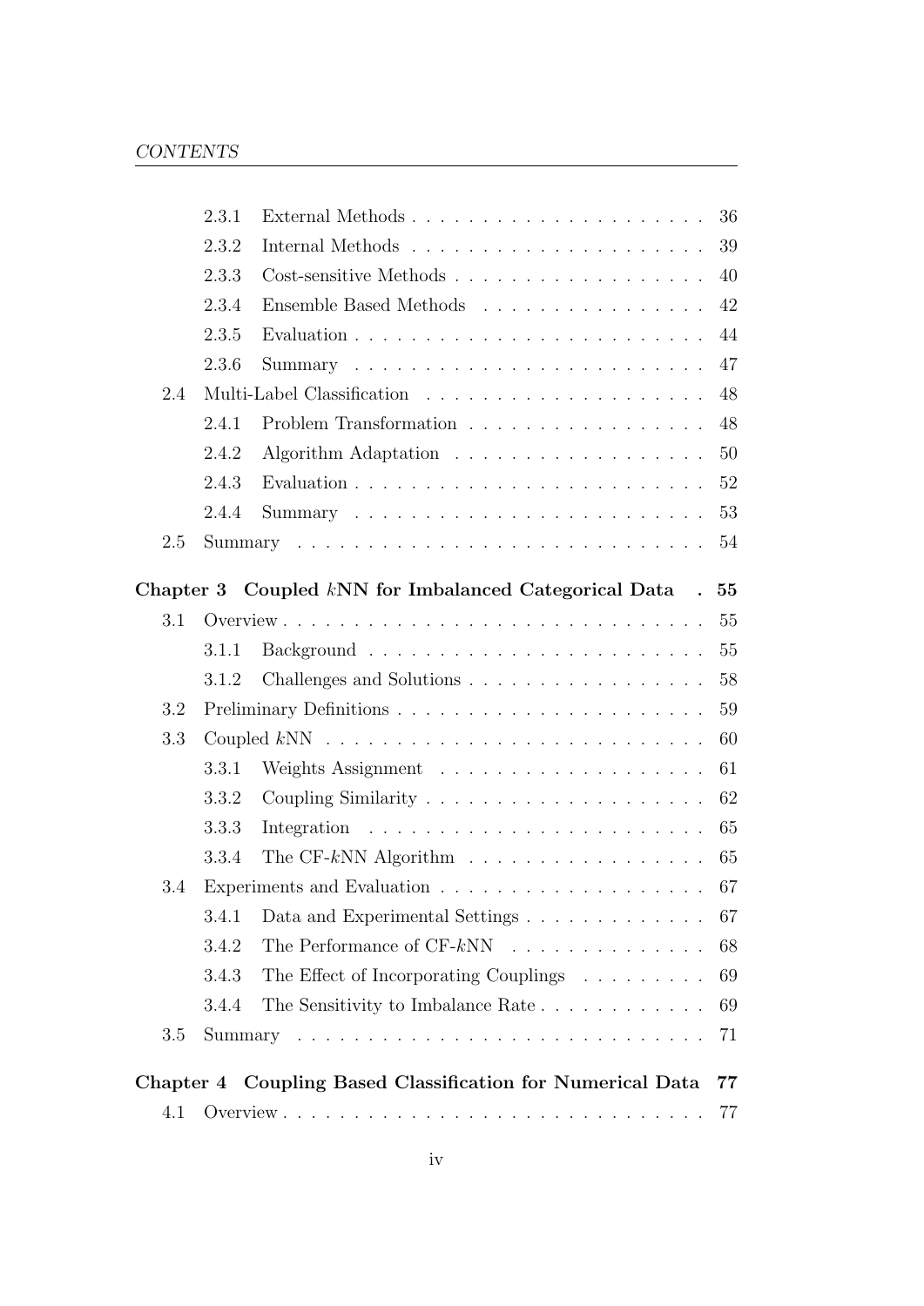- 2.3.1 External Methods . . . . . 36
- 2.3.2 Internal Methods . . . . . 39
- 2.3.3 Cost-sensitive Methods . . . . . 40
- 2.3.4 Ensemble Based Methods . . . . . 42
- 2.3.5 Evaluation . . . . . 44
- 2.3.6 Summary . . . . . 47

2.4 Multi-Label Classification . . . . . 48

- 2.4.1 Problem Transformation . . . . . 48
- 2.4.2 Algorithm Adaptation . . . . . 50
- 2.4.3 Evaluation . . . . . 52
- 2.4.4 Summary . . . . . 53

2.5 Summary . . . . . 54

**Chapter 3 Coupled $k$NN for Imbalanced Categorical Data . 55**

3.1 Overview . . . . . 55

- 3.1.1 Background . . . . . 55
- 3.1.2 Challenges and Solutions . . . . . 58

3.2 Preliminary Definitions . . . . . 59

3.3 Coupled $k$NN . . . . . 60

- 3.3.1 Weights Assignment . . . . . 61
- 3.3.2 Coupling Similarity . . . . . 62
- 3.3.3 Integration . . . . . 65
- 3.3.4 The CF-$k$NN Algorithm . . . . . 65

3.4 Experiments and Evaluation . . . . . 67

- 3.4.1 Data and Experimental Settings . . . . . 67
- 3.4.2 The Performance of CF-$k$NN . . . . . 68
- 3.4.3 The Effect of Incorporating Couplings . . . . . 69
- 3.4.4 The Sensitivity to Imbalance Rate . . . . . 69

3.5 Summary . . . . . 71

**Chapter 4 Coupling Based Classification for Numerical Data 77**

4.1 Overview . . . . . 77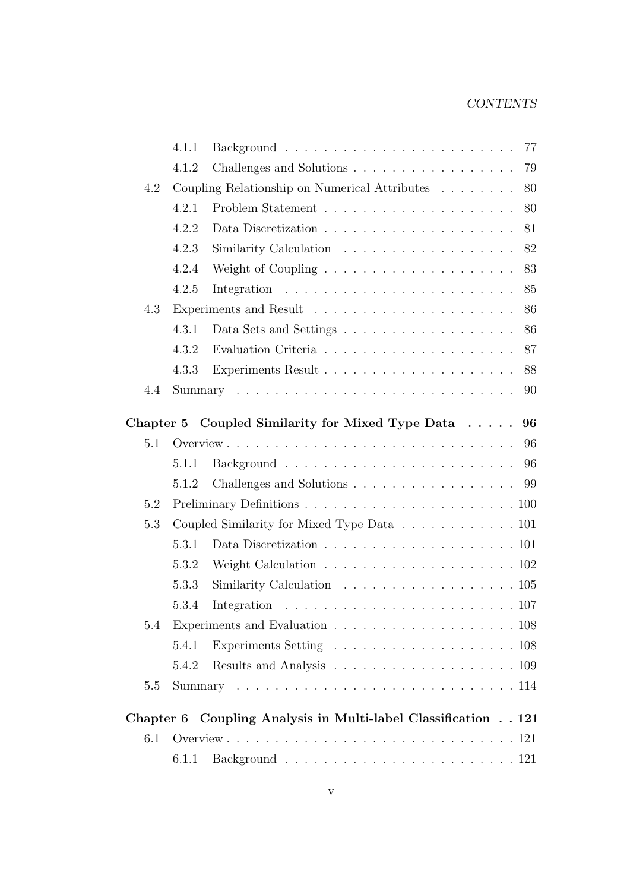4.1.1 Background . . . . . . . . . . . . . . . . . . . . . . . . 77

4.1.2 Challenges and Solutions . . . . . . . . . . . . . . . . . 79

4.2 Coupling Relationship on Numerical Attributes . . . . . . . . 80

4.2.1 Problem Statement . . . . . . . . . . . . . . . . . . . . 80

4.2.2 Data Discretization . . . . . . . . . . . . . . . . . . . . 81

4.2.3 Similarity Calculation . . . . . . . . . . . . . . . . . . 82

4.2.4 Weight of Coupling . . . . . . . . . . . . . . . . . . . . 83

4.2.5 Integration . . . . . . . . . . . . . . . . . . . . . . . . 85

4.3 Experiments and Result . . . . . . . . . . . . . . . . . . . . . 86

4.3.1 Data Sets and Settings . . . . . . . . . . . . . . . . . . 86

4.3.2 Evaluation Criteria . . . . . . . . . . . . . . . . . . . . 87

4.3.3 Experiments Result . . . . . . . . . . . . . . . . . . . . 88

4.4 Summary . . . . . . . . . . . . . . . . . . . . . . . . . . . . . 90

**Chapter 5 Coupled Similarity for Mixed Type Data . . . . . 96**

5.1 Overview . . . . . . . . . . . . . . . . . . . . . . . . . . . . . 96

5.1.1 Background . . . . . . . . . . . . . . . . . . . . . . . . 96

5.1.2 Challenges and Solutions . . . . . . . . . . . . . . . . . 99

5.2 Preliminary Definitions . . . . . . . . . . . . . . . . . . . . . . 100

5.3 Coupled Similarity for Mixed Type Data . . . . . . . . . . . . 101

5.3.1 Data Discretization . . . . . . . . . . . . . . . . . . . . 101

5.3.2 Weight Calculation . . . . . . . . . . . . . . . . . . . . 102

5.3.3 Similarity Calculation . . . . . . . . . . . . . . . . . . 105

5.3.4 Integration . . . . . . . . . . . . . . . . . . . . . . . . 107

5.4 Experiments and Evaluation . . . . . . . . . . . . . . . . . . . 108

5.4.1 Experiments Setting . . . . . . . . . . . . . . . . . . . 108

5.4.2 Results and Analysis . . . . . . . . . . . . . . . . . . . 109

5.5 Summary . . . . . . . . . . . . . . . . . . . . . . . . . . . . . 114

**Chapter 6 Coupling Analysis in Multi-label Classification . . 121**

6.1 Overview . . . . . . . . . . . . . . . . . . . . . . . . . . . . . 121

6.1.1 Background . . . . . . . . . . . . . . . . . . . . . . . . 121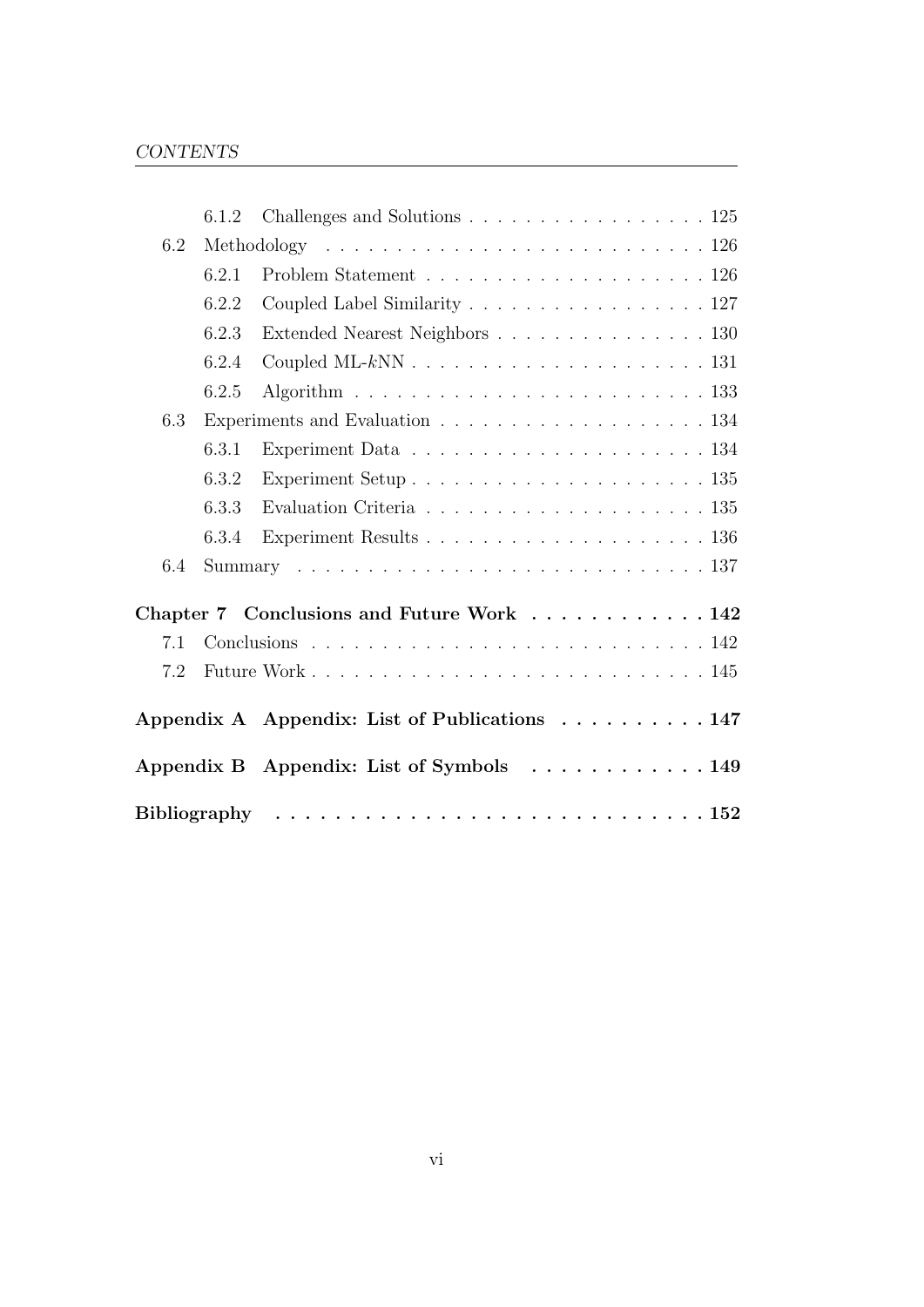- 6.1.2 Challenges and Solutions . . . . . . . . . . . . . . . . . . 125
- 6.2 Methodology . . . . . . . . . . . . . . . . . . . . . . . . . . . 126
  - 6.2.1 Problem Statement . . . . . . . . . . . . . . . . . . . . 126
  - 6.2.2 Coupled Label Similarity . . . . . . . . . . . . . . . . . 127
  - 6.2.3 Extended Nearest Neighbors . . . . . . . . . . . . . . . 130
  - 6.2.4 Coupled ML-$k$NN . . . . . . . . . . . . . . . . . . . . . 131
  - 6.2.5 Algorithm . . . . . . . . . . . . . . . . . . . . . . . . . 133
- 6.3 Experiments and Evaluation . . . . . . . . . . . . . . . . . . . 134
  - 6.3.1 Experiment Data . . . . . . . . . . . . . . . . . . . . . 134
  - 6.3.2 Experiment Setup . . . . . . . . . . . . . . . . . . . . . 135
  - 6.3.3 Evaluation Criteria . . . . . . . . . . . . . . . . . . . . 135
  - 6.3.4 Experiment Results . . . . . . . . . . . . . . . . . . . . 136
- 6.4 Summary . . . . . . . . . . . . . . . . . . . . . . . . . . . . . 137

**Chapter 7 Conclusions and Future Work . . . . . . . . . . . . 142**

- 7.1 Conclusions . . . . . . . . . . . . . . . . . . . . . . . . . . . . 142
- 7.2 Future Work . . . . . . . . . . . . . . . . . . . . . . . . . . . . 145

**Appendix A Appendix: List of Publications . . . . . . . . . . 147**

**Appendix B Appendix: List of Symbols . . . . . . . . . . . . 149**

**Bibliography . . . . . . . . . . . . . . . . . . . . . . . . . . . . . 152**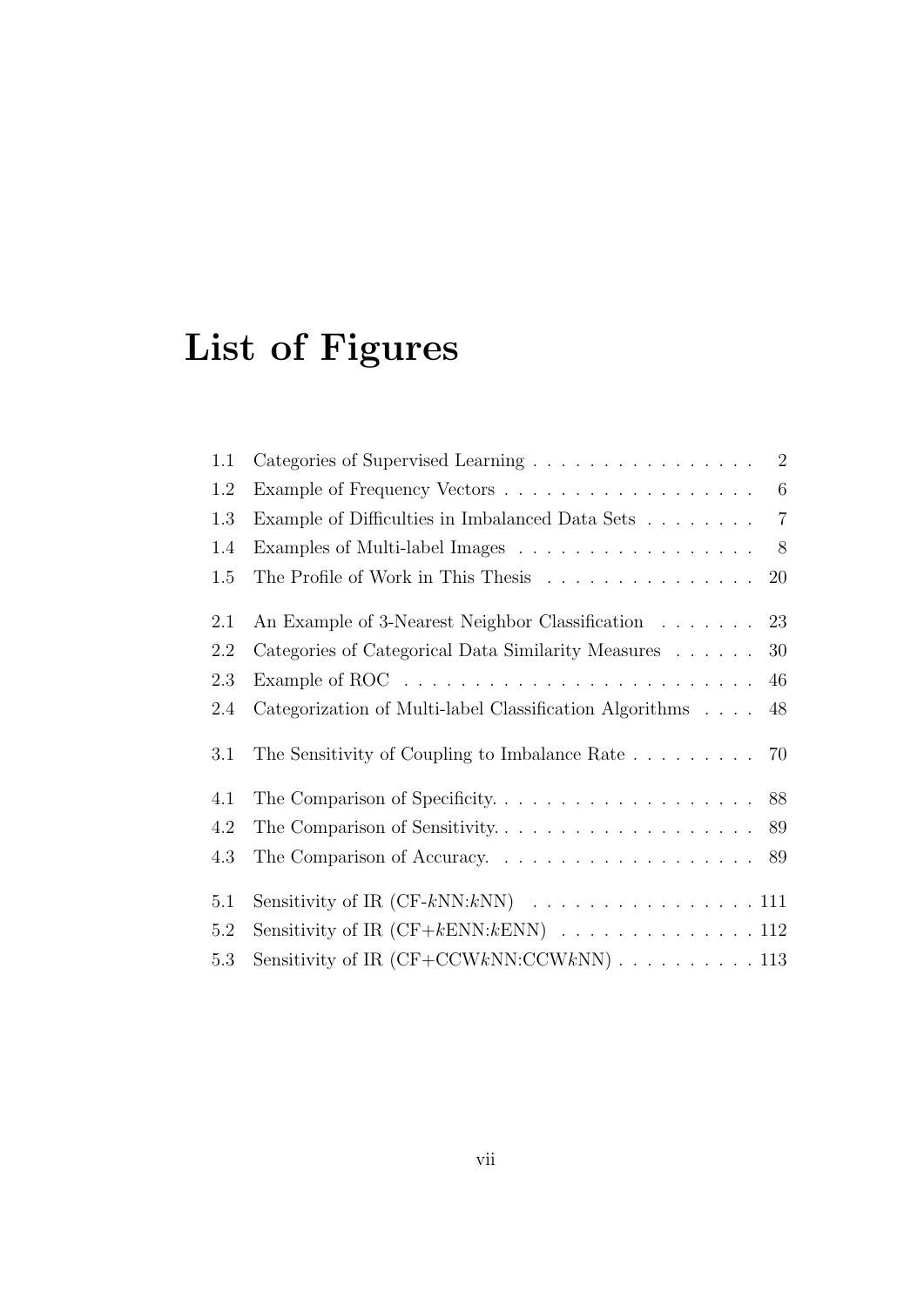# List of Figures

| | | |
|---|---|---|
| 1.1 | Categories of Supervised Learning | 2 |
| 1.2 | Example of Frequency Vectors | 6 |
| 1.3 | Example of Difficulties in Imbalanced Data Sets | 7 |
| 1.4 | Examples of Multi-label Images | 8 |
| 1.5 | The Profile of Work in This Thesis | 20 |
| 2.1 | An Example of 3-Nearest Neighbor Classification | 23 |
| 2.2 | Categories of Categorical Data Similarity Measures | 30 |
| 2.3 | Example of ROC | 46 |
| 2.4 | Categorization of Multi-label Classification Algorithms | 48 |
| 3.1 | The Sensitivity of Coupling to Imbalance Rate | 70 |
| 4.1 | The Comparison of Specificity. | 88 |
| 4.2 | The Comparison of Sensitivity. | 89 |
| 4.3 | The Comparison of Accuracy. | 89 |
| 5.1 | Sensitivity of IR (CF-$k$NN:$k$NN) | 111 |
| 5.2 | Sensitivity of IR (CF+$k$ENN:$k$ENN) | 112 |
| 5.3 | Sensitivity of IR (CF+CCW$k$NN:CCW$k$NN) | 113 |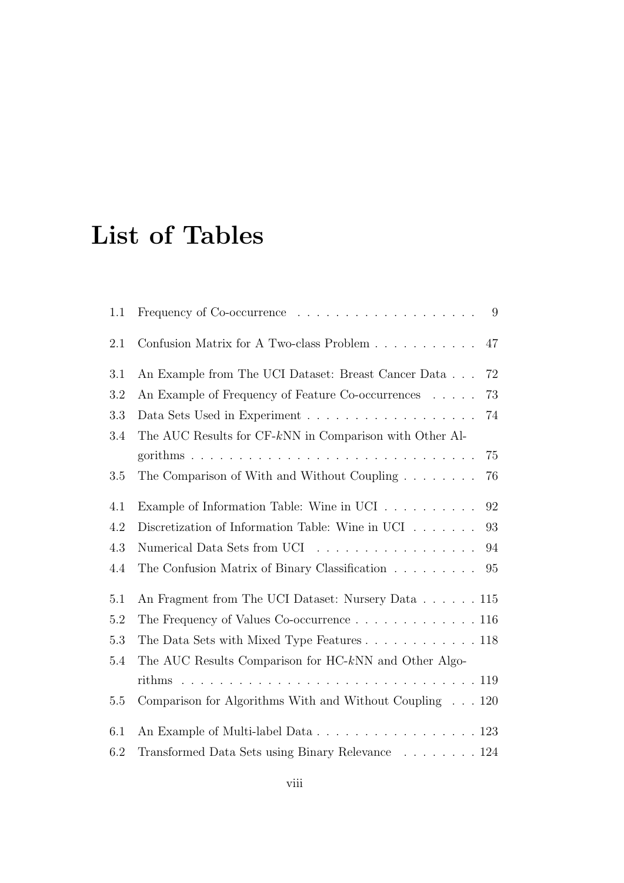# List of Tables

| | | |
|---|---|---|
| 1.1 | Frequency of Co-occurrence | 9 |
| 2.1 | Confusion Matrix for A Two-class Problem | 47 |
| 3.1 | An Example from The UCI Dataset: Breast Cancer Data | 72 |
| 3.2 | An Example of Frequency of Feature Co-occurrences | 73 |
| 3.3 | Data Sets Used in Experiment | 74 |
| 3.4 | The AUC Results for CF-$k$NN in Comparison with Other Algorithms | 75 |
| 3.5 | The Comparison of With and Without Coupling | 76 |
| 4.1 | Example of Information Table: Wine in UCI | 92 |
| 4.2 | Discretization of Information Table: Wine in UCI | 93 |
| 4.3 | Numerical Data Sets from UCI | 94 |
| 4.4 | The Confusion Matrix of Binary Classification | 95 |
| 5.1 | An Fragment from The UCI Dataset: Nursery Data | 115 |
| 5.2 | The Frequency of Values Co-occurrence | 116 |
| 5.3 | The Data Sets with Mixed Type Features | 118 |
| 5.4 | The AUC Results Comparison for HC-$k$NN and Other Algorithms | 119 |
| 5.5 | Comparison for Algorithms With and Without Coupling | 120 |
| 6.1 | An Example of Multi-label Data | 123 |
| 6.2 | Transformed Data Sets using Binary Relevance | 124 |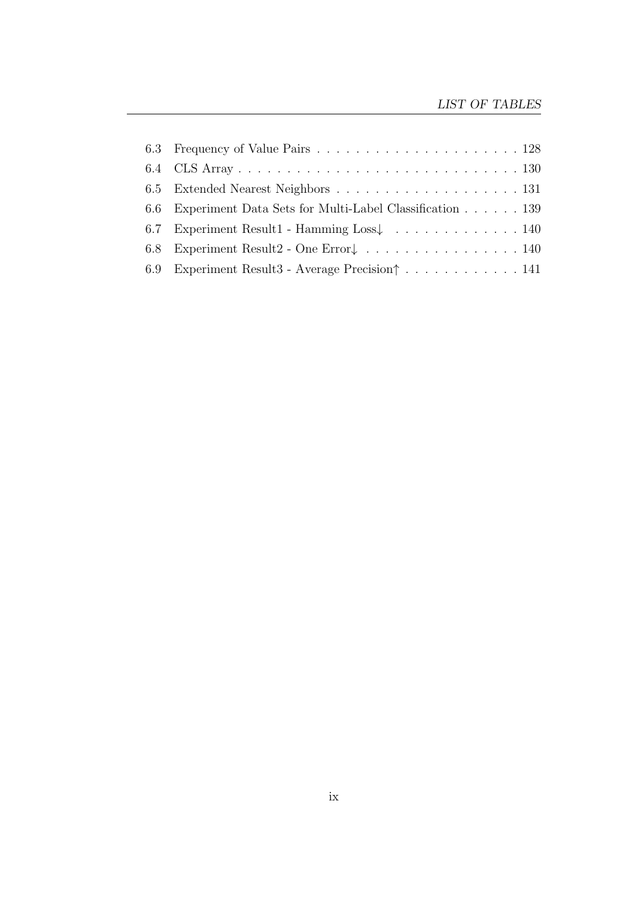6.3 Frequency of Value Pairs . . . . . . . . . . . . . . . . . . . . . . 128
6.4 CLS Array . . . . . . . . . . . . . . . . . . . . . . . . . . . . . . 130
6.5 Extended Nearest Neighbors . . . . . . . . . . . . . . . . . . . . 131
6.6 Experiment Data Sets for Multi-Label Classification . . . . . . 139
6.7 Experiment Result1 - Hamming Loss↓ . . . . . . . . . . . . . 140
6.8 Experiment Result2 - One Error↓ . . . . . . . . . . . . . . . . . 140
6.9 Experiment Result3 - Average Precision↑ . . . . . . . . . . . . 141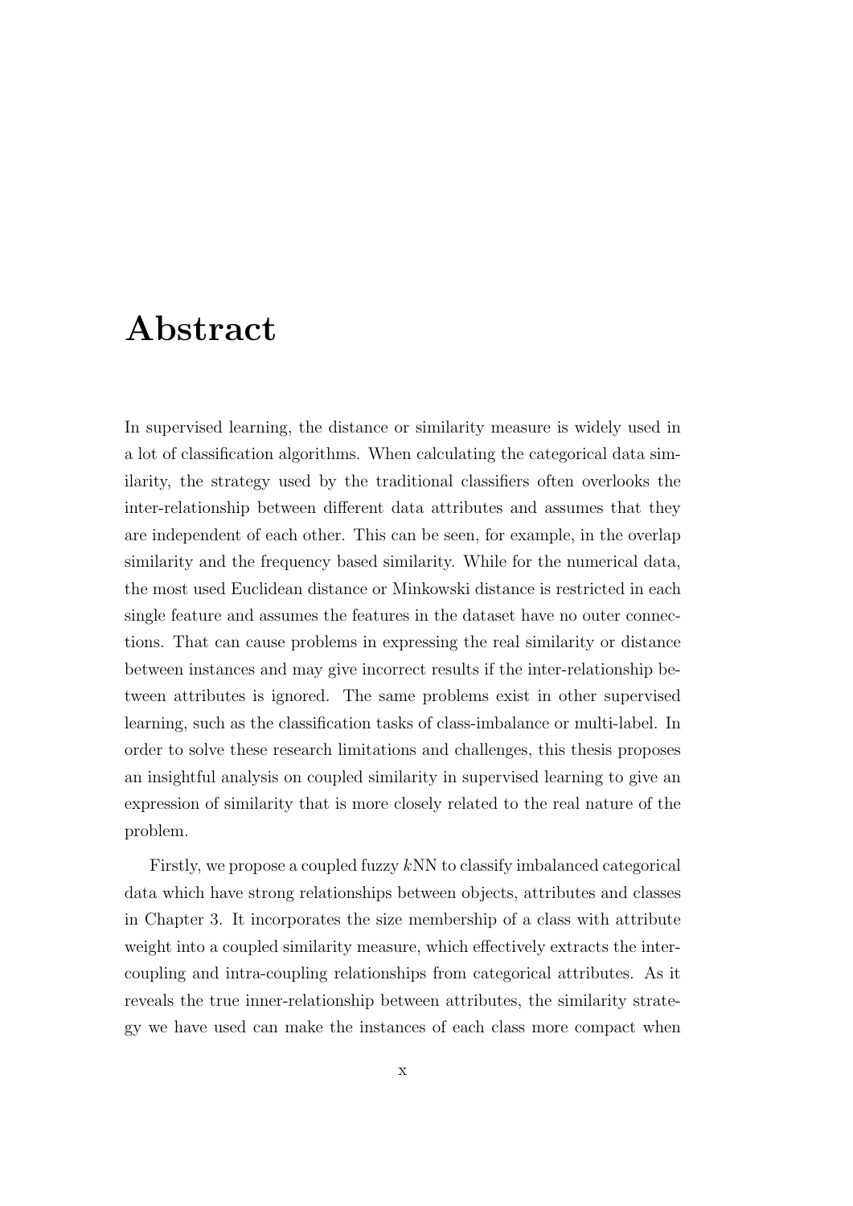# Abstract

In supervised learning, the distance or similarity measure is widely used in a lot of classification algorithms. When calculating the categorical data similarity, the strategy used by the traditional classifiers often overlooks the inter-relationship between different data attributes and assumes that they are independent of each other. This can be seen, for example, in the overlap similarity and the frequency based similarity. While for the numerical data, the most used Euclidean distance or Minkowski distance is restricted in each single feature and assumes the features in the dataset have no outer connections. That can cause problems in expressing the real similarity or distance between instances and may give incorrect results if the inter-relationship between attributes is ignored. The same problems exist in other supervised learning, such as the classification tasks of class-imbalance or multi-label. In order to solve these research limitations and challenges, this thesis proposes an insightful analysis on coupled similarity in supervised learning to give an expression of similarity that is more closely related to the real nature of the problem.

Firstly, we propose a coupled fuzzy $k$NN to classify imbalanced categorical data which have strong relationships between objects, attributes and classes in Chapter 3. It incorporates the size membership of a class with attribute weight into a coupled similarity measure, which effectively extracts the inter-coupling and intra-coupling relationships from categorical attributes. As it reveals the true inner-relationship between attributes, the similarity strategy we have used can make the instances of each class more compact when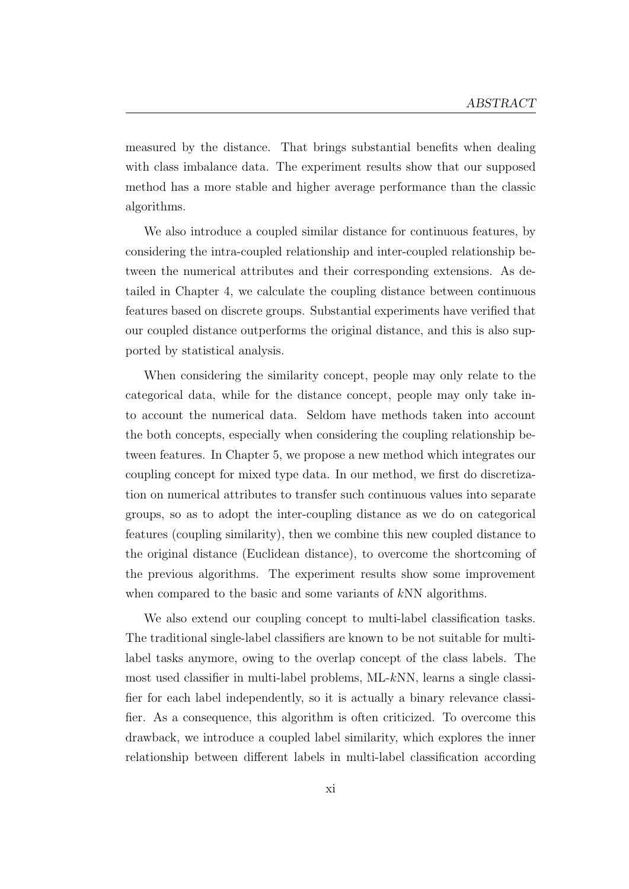measured by the distance. That brings substantial benefits when dealing with class imbalance data. The experiment results show that our supposed method has a more stable and higher average performance than the classic algorithms.

We also introduce a coupled similar distance for continuous features, by considering the intra-coupled relationship and inter-coupled relationship between the numerical attributes and their corresponding extensions. As detailed in Chapter 4, we calculate the coupling distance between continuous features based on discrete groups. Substantial experiments have verified that our coupled distance outperforms the original distance, and this is also supported by statistical analysis.

When considering the similarity concept, people may only relate to the categorical data, while for the distance concept, people may only take into account the numerical data. Seldom have methods taken into account the both concepts, especially when considering the coupling relationship between features. In Chapter 5, we propose a new method which integrates our coupling concept for mixed type data. In our method, we first do discretization on numerical attributes to transfer such continuous values into separate groups, so as to adopt the inter-coupling distance as we do on categorical features (coupling similarity), then we combine this new coupled distance to the original distance (Euclidean distance), to overcome the shortcoming of the previous algorithms. The experiment results show some improvement when compared to the basic and some variants of $k$NN algorithms.

We also extend our coupling concept to multi-label classification tasks. The traditional single-label classifiers are known to be not suitable for multi-label tasks anymore, owing to the overlap concept of the class labels. The most used classifier in multi-label problems, ML-$k$NN, learns a single classifier for each label independently, so it is actually a binary relevance classifier. As a consequence, this algorithm is often criticized. To overcome this drawback, we introduce a coupled label similarity, which explores the inner relationship between different labels in multi-label classification according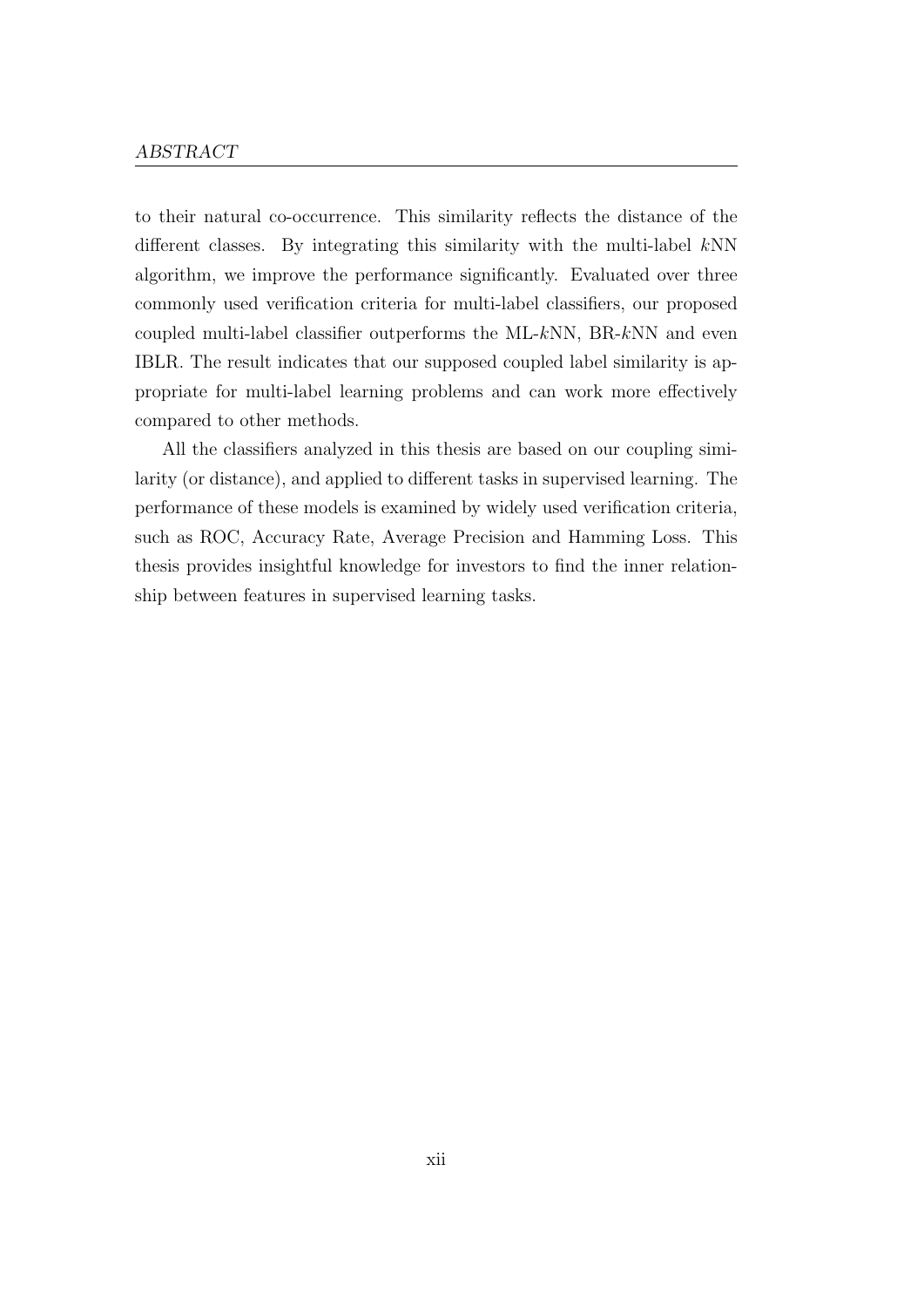to their natural co-occurrence. This similarity reflects the distance of the different classes. By integrating this similarity with the multi-label $k$NN algorithm, we improve the performance significantly. Evaluated over three commonly used verification criteria for multi-label classifiers, our proposed coupled multi-label classifier outperforms the ML-$k$NN, BR-$k$NN and even IBLR. The result indicates that our supposed coupled label similarity is appropriate for multi-label learning problems and can work more effectively compared to other methods.

All the classifiers analyzed in this thesis are based on our coupling similarity (or distance), and applied to different tasks in supervised learning. The performance of these models is examined by widely used verification criteria, such as ROC, Accuracy Rate, Average Precision and Hamming Loss. This thesis provides insightful knowledge for investors to find the inner relationship between features in supervised learning tasks.